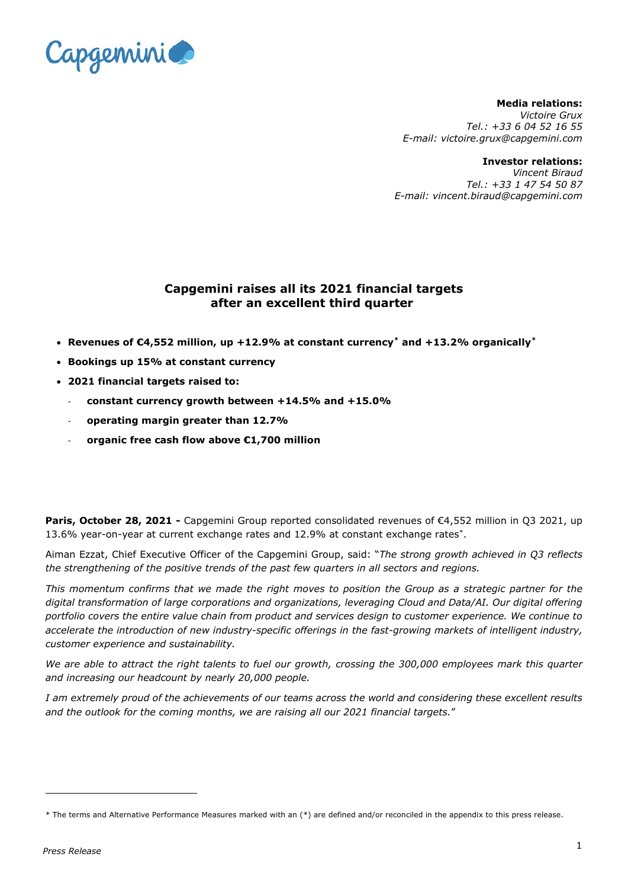Capgemini

**Media relations:**
*Victoire Grux*
*Tel.: +33 6 04 52 16 55*
*E-mail: victoire.grux@capgemini.com*

**Investor relations:**
*Vincent Biraud*
*Tel.: +33 1 47 54 50 87*
*E-mail: vincent.biraud@capgemini.com*

# Capgemini raises all its 2021 financial targets after an excellent third quarter

- **Revenues of €4,552 million, up +12.9% at constant currency* and +13.2% organically***
- **Bookings up 15% at constant currency**
- **2021 financial targets raised to:**
  - **constant currency growth between +14.5% and +15.0%**
  - **operating margin greater than 12.7%**
  - **organic free cash flow above €1,700 million**

**Paris, October 28, 2021 -** Capgemini Group reported consolidated revenues of €4,552 million in Q3 2021, up 13.6% year-on-year at current exchange rates and 12.9% at constant exchange rates*.

Aiman Ezzat, Chief Executive Officer of the Capgemini Group, said: "*The strong growth achieved in Q3 reflects the strengthening of the positive trends of the past few quarters in all sectors and regions.*

*This momentum confirms that we made the right moves to position the Group as a strategic partner for the digital transformation of large corporations and organizations, leveraging Cloud and Data/AI. Our digital offering portfolio covers the entire value chain from product and services design to customer experience. We continue to accelerate the introduction of new industry-specific offerings in the fast-growing markets of intelligent industry, customer experience and sustainability.*

*We are able to attract the right talents to fuel our growth, crossing the 300,000 employees mark this quarter and increasing our headcount by nearly 20,000 people.*

*I am extremely proud of the achievements of our teams across the world and considering these excellent results and the outlook for the coming months, we are raising all our 2021 financial targets.*"

---

* The terms and Alternative Performance Measures marked with an (*) are defined and/or reconciled in the appendix to this press release.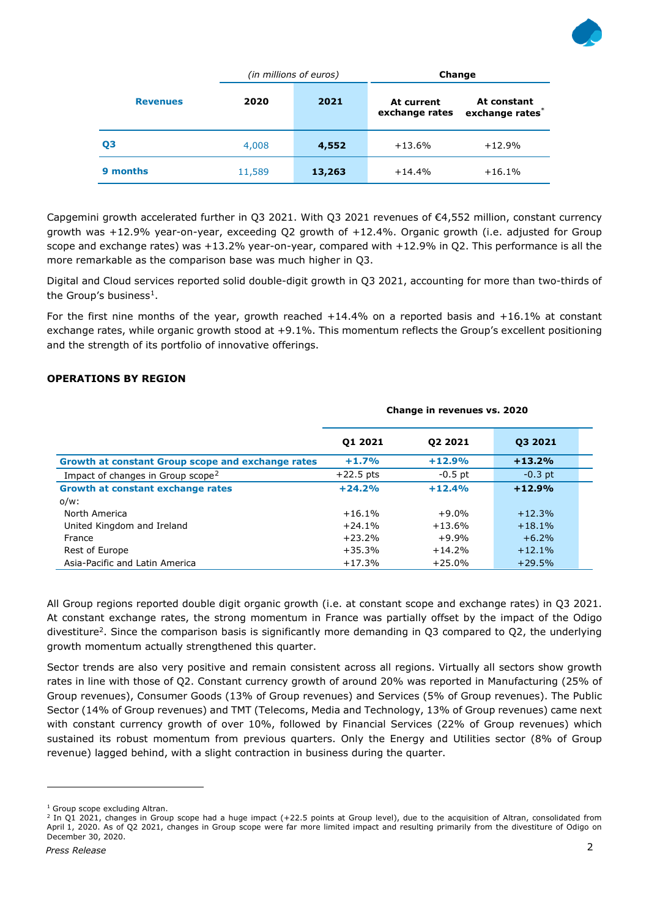| Revenues | (in millions of euros) | | Change | |
|---|---|---|---|---|
| | 2020 | 2021 | At current exchange rates | At constant exchange rates* |
| Q3 | 4,008 | 4,552 | +13.6% | +12.9% |
| 9 months | 11,589 | 13,263 | +14.4% | +16.1% |

Capgemini growth accelerated further in Q3 2021. With Q3 2021 revenues of €4,552 million, constant currency growth was +12.9% year-on-year, exceeding Q2 growth of +12.4%. Organic growth (i.e. adjusted for Group scope and exchange rates) was +13.2% year-on-year, compared with +12.9% in Q2. This performance is all the more remarkable as the comparison base was much higher in Q3.

Digital and Cloud services reported solid double-digit growth in Q3 2021, accounting for more than two-thirds of the Group's business[1].

For the first nine months of the year, growth reached +14.4% on a reported basis and +16.1% at constant exchange rates, while organic growth stood at +9.1%. This momentum reflects the Group's excellent positioning and the strength of its portfolio of innovative offerings.

## OPERATIONS BY REGION

| | Change in revenues vs. 2020 | | |
|---|---|---|---|
| | Q1 2021 | Q2 2021 | Q3 2021 |
| **Growth at constant Group scope and exchange rates** | **+1.7%** | **+12.9%** | **+13.2%** |
| Impact of changes in Group scope[2] | +22.5 pts | -0.5 pt | -0.3 pt |
| **Growth at constant exchange rates** | **+24.2%** | **+12.4%** | **+12.9%** |
| o/w: | | | |
| North America | +16.1% | +9.0% | +12.3% |
| United Kingdom and Ireland | +24.1% | +13.6% | +18.1% |
| France | +23.2% | +9.9% | +6.2% |
| Rest of Europe | +35.3% | +14.2% | +12.1% |
| Asia-Pacific and Latin America | +17.3% | +25.0% | +29.5% |

All Group regions reported double digit organic growth (i.e. at constant scope and exchange rates) in Q3 2021. At constant exchange rates, the strong momentum in France was partially offset by the impact of the Odigo divestiture[2]. Since the comparison basis is significantly more demanding in Q3 compared to Q2, the underlying growth momentum actually strengthened this quarter.

Sector trends are also very positive and remain consistent across all regions. Virtually all sectors show growth rates in line with those of Q2. Constant currency growth of around 20% was reported in Manufacturing (25% of Group revenues), Consumer Goods (13% of Group revenues) and Services (5% of Group revenues). The Public Sector (14% of Group revenues) and TMT (Telecoms, Media and Technology, 13% of Group revenues) came next with constant currency growth of over 10%, followed by Financial Services (22% of Group revenues) which sustained its robust momentum from previous quarters. Only the Energy and Utilities sector (8% of Group revenue) lagged behind, with a slight contraction in business during the quarter.

[1] Group scope excluding Altran.

[2] In Q1 2021, changes in Group scope had a huge impact (+22.5 points at Group level), due to the acquisition of Altran, consolidated from April 1, 2020. As of Q2 2021, changes in Group scope were far more limited impact and resulting primarily from the divestiture of Odigo on December 30, 2020.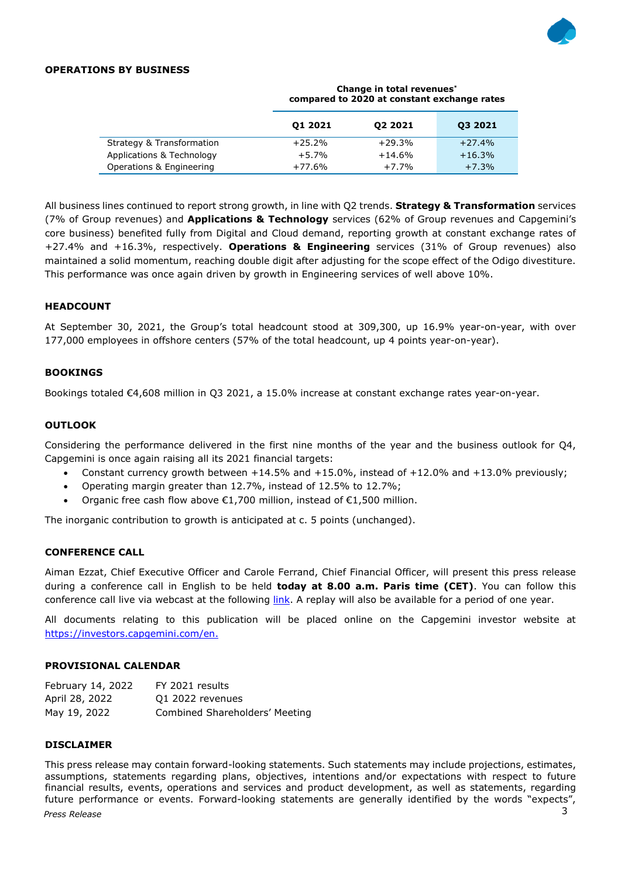## OPERATIONS BY BUSINESS

| | Change in total revenues* compared to 2020 at constant exchange rates | | |
|---|---|---|---|
| | **Q1 2021** | **Q2 2021** | **Q3 2021** |
| Strategy & Transformation | +25.2% | +29.3% | +27.4% |
| Applications & Technology | +5.7% | +14.6% | +16.3% |
| Operations & Engineering | +77.6% | +7.7% | +7.3% |

All business lines continued to report strong growth, in line with Q2 trends. **Strategy & Transformation** services (7% of Group revenues) and **Applications & Technology** services (62% of Group revenues and Capgemini's core business) benefited fully from Digital and Cloud demand, reporting growth at constant exchange rates of +27.4% and +16.3%, respectively. **Operations & Engineering** services (31% of Group revenues) also maintained a solid momentum, reaching double digit after adjusting for the scope effect of the Odigo divestiture. This performance was once again driven by growth in Engineering services of well above 10%.

## HEADCOUNT

At September 30, 2021, the Group's total headcount stood at 309,300, up 16.9% year-on-year, with over 177,000 employees in offshore centers (57% of the total headcount, up 4 points year-on-year).

## BOOKINGS

Bookings totaled €4,608 million in Q3 2021, a 15.0% increase at constant exchange rates year-on-year.

## OUTLOOK

Considering the performance delivered in the first nine months of the year and the business outlook for Q4, Capgemini is once again raising all its 2021 financial targets:

- Constant currency growth between +14.5% and +15.0%, instead of +12.0% and +13.0% previously;
- Operating margin greater than 12.7%, instead of 12.5% to 12.7%;
- Organic free cash flow above €1,700 million, instead of €1,500 million.

The inorganic contribution to growth is anticipated at c. 5 points (unchanged).

## CONFERENCE CALL

Aiman Ezzat, Chief Executive Officer and Carole Ferrand, Chief Financial Officer, will present this press release during a conference call in English to be held **today at 8.00 a.m. Paris time (CET)**. You can follow this conference call live via webcast at the following link. A replay will also be available for a period of one year.

All documents relating to this publication will be placed online on the Capgemini investor website at https://investors.capgemini.com/en.

## PROVISIONAL CALENDAR

| | |
|---|---|
| February 14, 2022 | FY 2021 results |
| April 28, 2022 | Q1 2022 revenues |
| May 19, 2022 | Combined Shareholders' Meeting |

## DISCLAIMER

This press release may contain forward-looking statements. Such statements may include projections, estimates, assumptions, statements regarding plans, objectives, intentions and/or expectations with respect to future financial results, events, operations and services and product development, as well as statements, regarding future performance or events. Forward-looking statements are generally identified by the words "expects",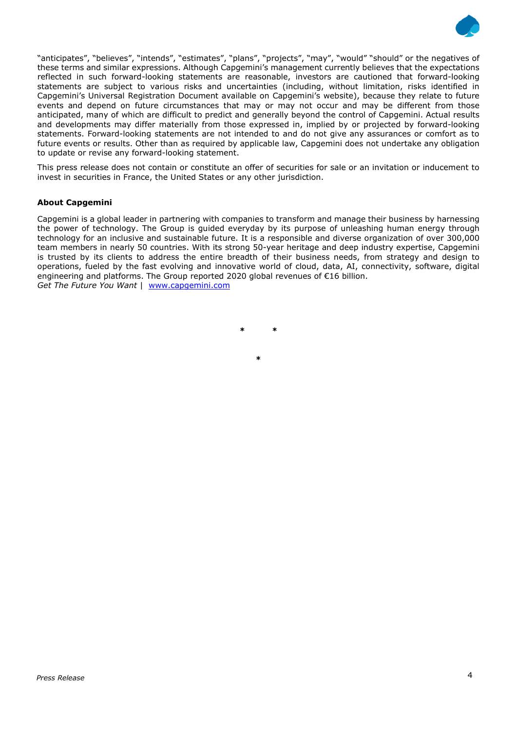"anticipates", "believes", "intends", "estimates", "plans", "projects", "may", "would" "should" or the negatives of these terms and similar expressions. Although Capgemini's management currently believes that the expectations reflected in such forward-looking statements are reasonable, investors are cautioned that forward-looking statements are subject to various risks and uncertainties (including, without limitation, risks identified in Capgemini's Universal Registration Document available on Capgemini's website), because they relate to future events and depend on future circumstances that may or may not occur and may be different from those anticipated, many of which are difficult to predict and generally beyond the control of Capgemini. Actual results and developments may differ materially from those expressed in, implied by or projected by forward-looking statements. Forward-looking statements are not intended to and do not give any assurances or comfort as to future events or results. Other than as required by applicable law, Capgemini does not undertake any obligation to update or revise any forward-looking statement.

This press release does not contain or constitute an offer of securities for sale or an invitation or inducement to invest in securities in France, the United States or any other jurisdiction.

**About Capgemini**

Capgemini is a global leader in partnering with companies to transform and manage their business by harnessing the power of technology. The Group is guided everyday by its purpose of unleashing human energy through technology for an inclusive and sustainable future. It is a responsible and diverse organization of over 300,000 team members in nearly 50 countries. With its strong 50-year heritage and deep industry expertise, Capgemini is trusted by its clients to address the entire breadth of their business needs, from strategy and design to operations, fueled by the fast evolving and innovative world of cloud, data, AI, connectivity, software, digital engineering and platforms. The Group reported 2020 global revenues of €16 billion.
*Get The Future You Want* | www.capgemini.com

\*     \*

\*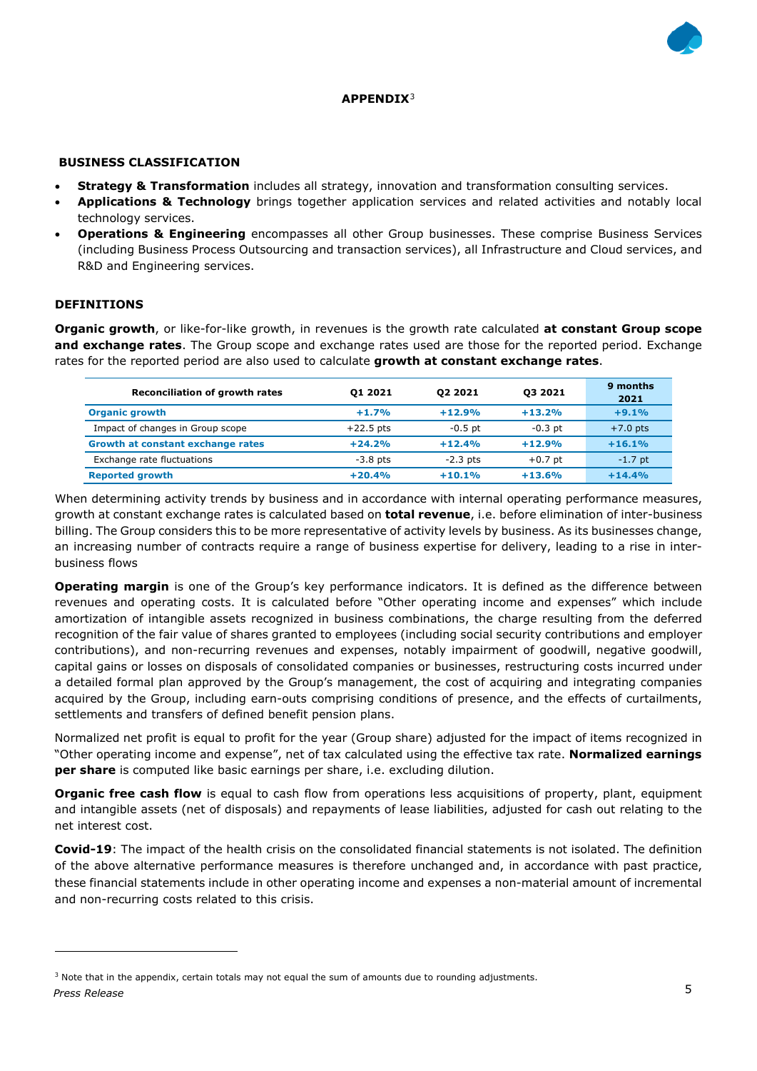# APPENDIX[3]

## BUSINESS CLASSIFICATION

- **Strategy & Transformation** includes all strategy, innovation and transformation consulting services.
- **Applications & Technology** brings together application services and related activities and notably local technology services.
- **Operations & Engineering** encompasses all other Group businesses. These comprise Business Services (including Business Process Outsourcing and transaction services), all Infrastructure and Cloud services, and R&D and Engineering services.

## DEFINITIONS

**Organic growth**, or like-for-like growth, in revenues is the growth rate calculated **at constant Group scope and exchange rates**. The Group scope and exchange rates used are those for the reported period. Exchange rates for the reported period are also used to calculate **growth at constant exchange rates**.

| Reconciliation of growth rates | Q1 2021 | Q2 2021 | Q3 2021 | 9 months 2021 |
|---|---|---|---|---|
| **Organic growth** | **+1.7%** | **+12.9%** | **+13.2%** | **+9.1%** |
| Impact of changes in Group scope | +22.5 pts | -0.5 pt | -0.3 pt | +7.0 pts |
| **Growth at constant exchange rates** | **+24.2%** | **+12.4%** | **+12.9%** | **+16.1%** |
| Exchange rate fluctuations | -3.8 pts | -2.3 pts | +0.7 pt | -1.7 pt |
| **Reported growth** | **+20.4%** | **+10.1%** | **+13.6%** | **+14.4%** |

When determining activity trends by business and in accordance with internal operating performance measures, growth at constant exchange rates is calculated based on **total revenue**, i.e. before elimination of inter-business billing. The Group considers this to be more representative of activity levels by business. As its businesses change, an increasing number of contracts require a range of business expertise for delivery, leading to a rise in inter-business flows

**Operating margin** is one of the Group's key performance indicators. It is defined as the difference between revenues and operating costs. It is calculated before "Other operating income and expenses" which include amortization of intangible assets recognized in business combinations, the charge resulting from the deferred recognition of the fair value of shares granted to employees (including social security contributions and employer contributions), and non-recurring revenues and expenses, notably impairment of goodwill, negative goodwill, capital gains or losses on disposals of consolidated companies or businesses, restructuring costs incurred under a detailed formal plan approved by the Group's management, the cost of acquiring and integrating companies acquired by the Group, including earn-outs comprising conditions of presence, and the effects of curtailments, settlements and transfers of defined benefit pension plans.

Normalized net profit is equal to profit for the year (Group share) adjusted for the impact of items recognized in "Other operating income and expense", net of tax calculated using the effective tax rate. **Normalized earnings per share** is computed like basic earnings per share, i.e. excluding dilution.

**Organic free cash flow** is equal to cash flow from operations less acquisitions of property, plant, equipment and intangible assets (net of disposals) and repayments of lease liabilities, adjusted for cash out relating to the net interest cost.

**Covid-19**: The impact of the health crisis on the consolidated financial statements is not isolated. The definition of the above alternative performance measures is therefore unchanged and, in accordance with past practice, these financial statements include in other operating income and expenses a non-material amount of incremental and non-recurring costs related to this crisis.

[3] Note that in the appendix, certain totals may not equal the sum of amounts due to rounding adjustments.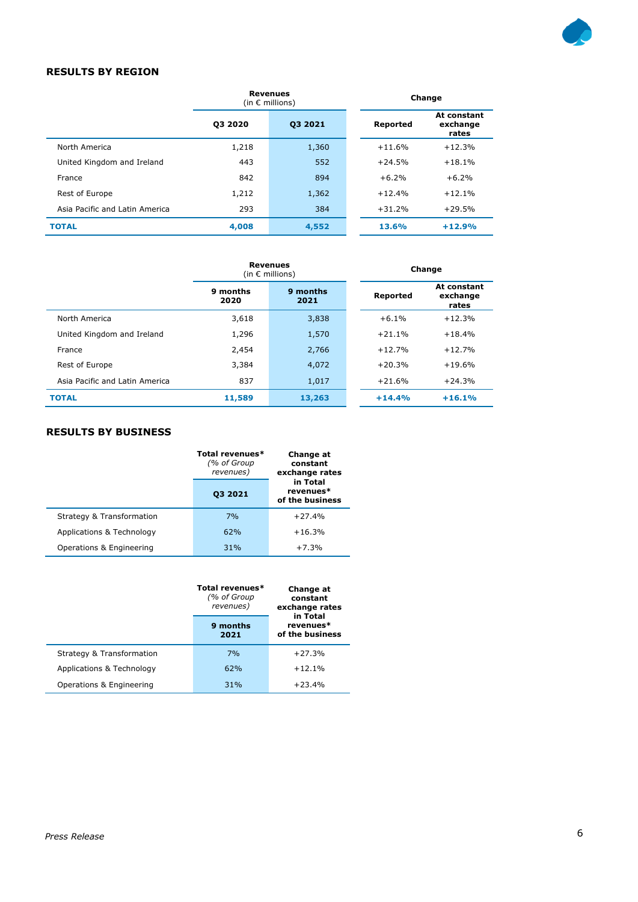## RESULTS BY REGION

| | Revenues (in € millions) | | Change | |
|---|---|---|---|---|
| | Q3 2020 | Q3 2021 | Reported | At constant exchange rates |
| North America | 1,218 | 1,360 | +11.6% | +12.3% |
| United Kingdom and Ireland | 443 | 552 | +24.5% | +18.1% |
| France | 842 | 894 | +6.2% | +6.2% |
| Rest of Europe | 1,212 | 1,362 | +12.4% | +12.1% |
| Asia Pacific and Latin America | 293 | 384 | +31.2% | +29.5% |
| **TOTAL** | **4,008** | **4,552** | **13.6%** | **+12.9%** |

| | Revenues (in € millions) | | Change | |
|---|---|---|---|---|
| | 9 months 2020 | 9 months 2021 | Reported | At constant exchange rates |
| North America | 3,618 | 3,838 | +6.1% | +12.3% |
| United Kingdom and Ireland | 1,296 | 1,570 | +21.1% | +18.4% |
| France | 2,454 | 2,766 | +12.7% | +12.7% |
| Rest of Europe | 3,384 | 4,072 | +20.3% | +19.6% |
| Asia Pacific and Latin America | 837 | 1,017 | +21.6% | +24.3% |
| **TOTAL** | **11,589** | **13,263** | **+14.4%** | **+16.1%** |

## RESULTS BY BUSINESS

| | Total revenues* *(% of Group revenues)* | Change at constant exchange rates in Total revenues* of the business |
|---|---|---|
| | Q3 2021 | |
| Strategy & Transformation | 7% | +27.4% |
| Applications & Technology | 62% | +16.3% |
| Operations & Engineering | 31% | +7.3% |

| | Total revenues* *(% of Group revenues)* | Change at constant exchange rates in Total revenues* of the business |
|---|---|---|
| | 9 months 2021 | |
| Strategy & Transformation | 7% | +27.3% |
| Applications & Technology | 62% | +12.1% |
| Operations & Engineering | 31% | +23.4% |

*Press Release*